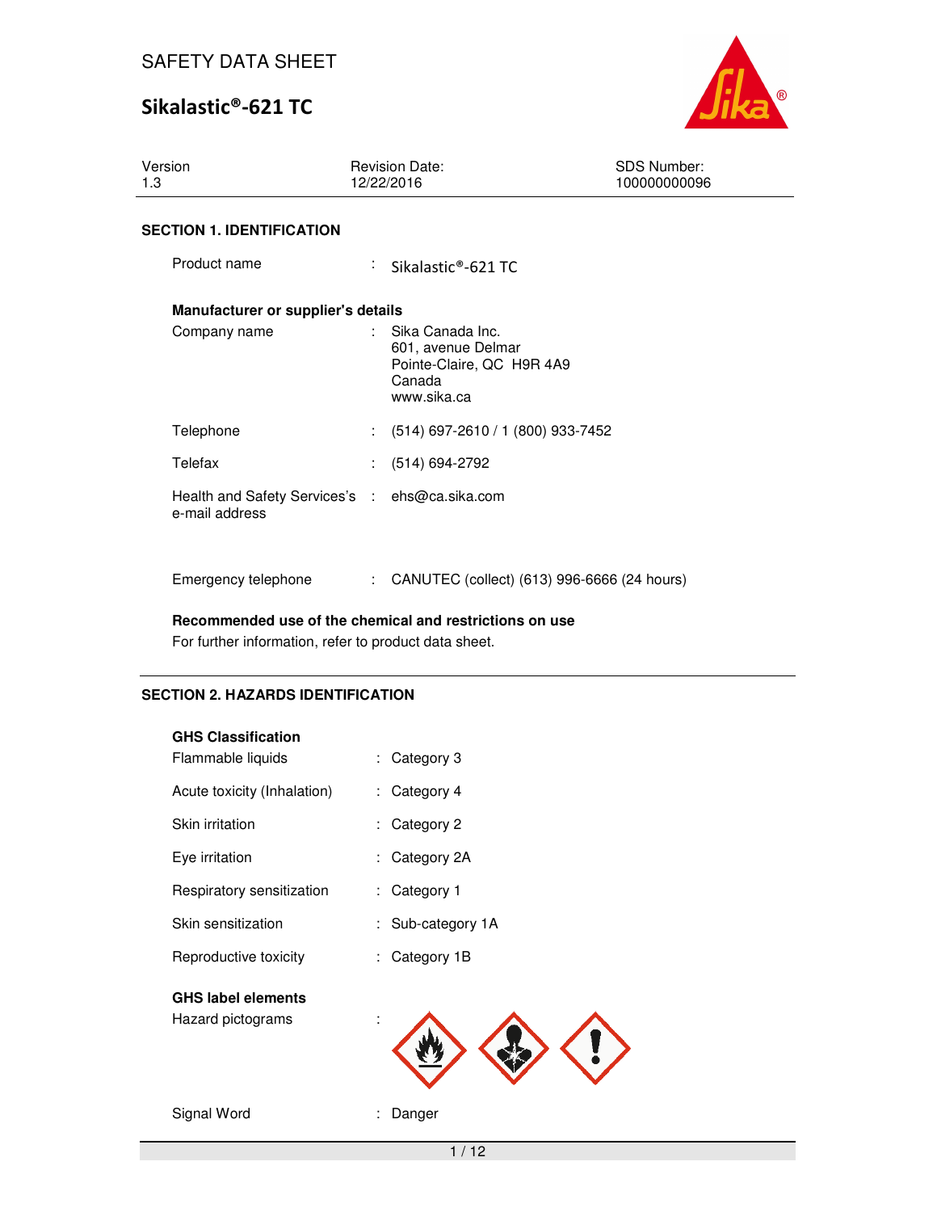SAFETY DATA SHEET

# Sikalastic®-621 TC

| Version | Revision Date: | SDS Number: |
|---|---|---|
| 1.3 | 12/22/2016 | 100000000096 |

## SECTION 1. IDENTIFICATION

Product name : Sikalastic®-621 TC

**Manufacturer or supplier's details**

Company name : Sika Canada Inc.
601, avenue Delmar
Pointe-Claire, QC H9R 4A9
Canada
www.sika.ca

Telephone : (514) 697-2610 / 1 (800) 933-7452

Telefax : (514) 694-2792

Health and Safety Services's e-mail address : ehs@ca.sika.com

Emergency telephone : CANUTEC (collect) (613) 996-6666 (24 hours)

**Recommended use of the chemical and restrictions on use**

For further information, refer to product data sheet.

## SECTION 2. HAZARDS IDENTIFICATION

**GHS Classification**

| | |
|---|---|
| Flammable liquids | Category 3 |
| Acute toxicity (Inhalation) | Category 4 |
| Skin irritation | Category 2 |
| Eye irritation | Category 2A |
| Respiratory sensitization | Category 1 |
| Skin sensitization | Sub-category 1A |
| Reproductive toxicity | Category 1B |

**GHS label elements**

Hazard pictograms :

Signal Word : Danger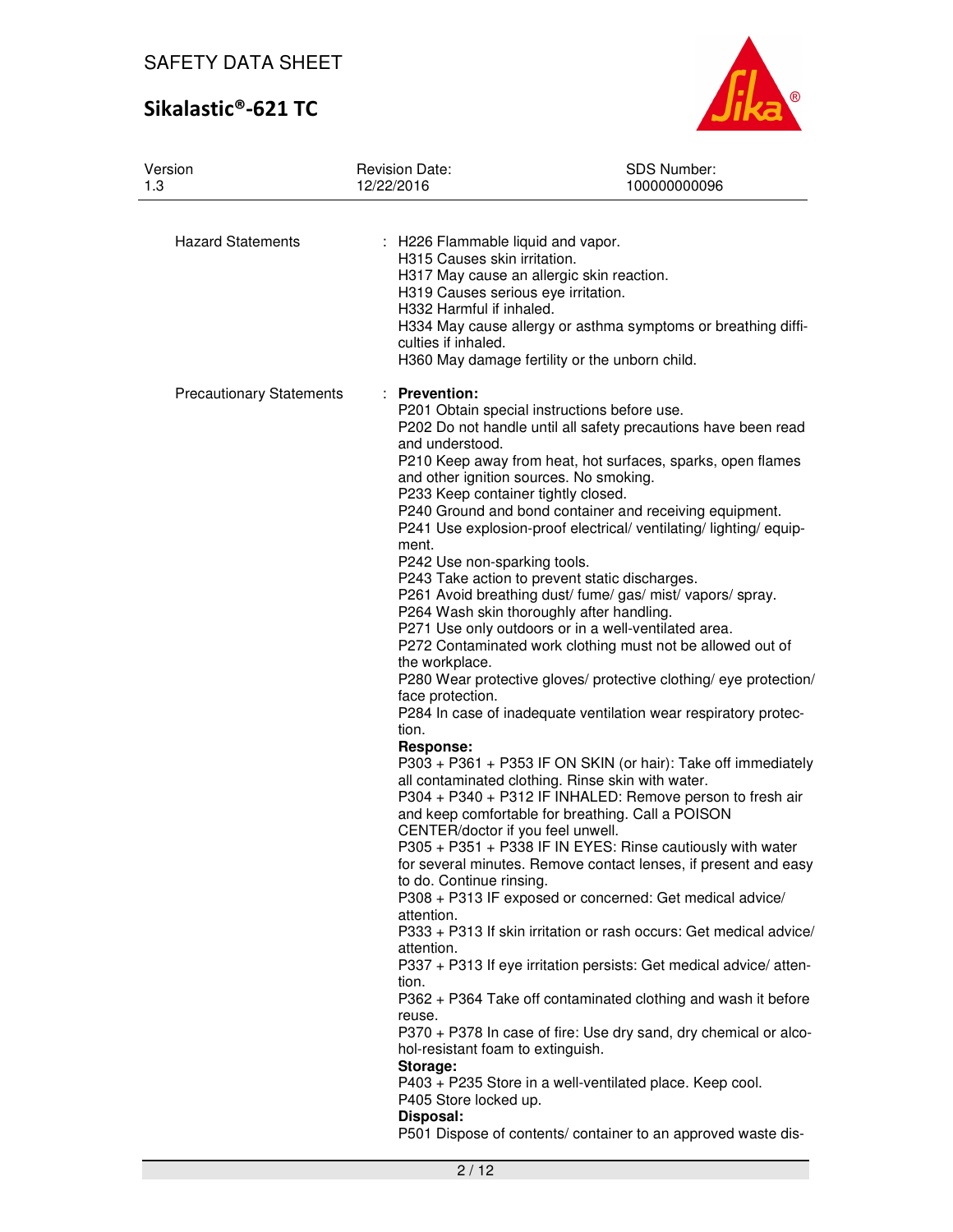| | |
|---|---|
| Hazard Statements | : H226 Flammable liquid and vapor.<br>H315 Causes skin irritation.<br>H317 May cause an allergic skin reaction.<br>H319 Causes serious eye irritation.<br>H332 Harmful if inhaled.<br>H334 May cause allergy or asthma symptoms or breathing difficulties if inhaled.<br>H360 May damage fertility or the unborn child. |
| Precautionary Statements | : **Prevention:**<br>P201 Obtain special instructions before use.<br>P202 Do not handle until all safety precautions have been read and understood.<br>P210 Keep away from heat, hot surfaces, sparks, open flames and other ignition sources. No smoking.<br>P233 Keep container tightly closed.<br>P240 Ground and bond container and receiving equipment.<br>P241 Use explosion-proof electrical/ ventilating/ lighting/ equipment.<br>P242 Use non-sparking tools.<br>P243 Take action to prevent static discharges.<br>P261 Avoid breathing dust/ fume/ gas/ mist/ vapors/ spray.<br>P264 Wash skin thoroughly after handling.<br>P271 Use only outdoors or in a well-ventilated area.<br>P272 Contaminated work clothing must not be allowed out of the workplace.<br>P280 Wear protective gloves/ protective clothing/ eye protection/ face protection.<br>P284 In case of inadequate ventilation wear respiratory protection.<br>**Response:**<br>P303 + P361 + P353 IF ON SKIN (or hair): Take off immediately all contaminated clothing. Rinse skin with water.<br>P304 + P340 + P312 IF INHALED: Remove person to fresh air and keep comfortable for breathing. Call a POISON CENTER/doctor if you feel unwell.<br>P305 + P351 + P338 IF IN EYES: Rinse cautiously with water for several minutes. Remove contact lenses, if present and easy to do. Continue rinsing.<br>P308 + P313 IF exposed or concerned: Get medical advice/ attention.<br>P333 + P313 If skin irritation or rash occurs: Get medical advice/ attention.<br>P337 + P313 If eye irritation persists: Get medical advice/ attention.<br>P362 + P364 Take off contaminated clothing and wash it before reuse.<br>P370 + P378 In case of fire: Use dry sand, dry chemical or alcohol-resistant foam to extinguish.<br>**Storage:**<br>P403 + P235 Store in a well-ventilated place. Keep cool.<br>P405 Store locked up.<br>**Disposal:**<br>P501 Dispose of contents/ container to an approved waste dis- |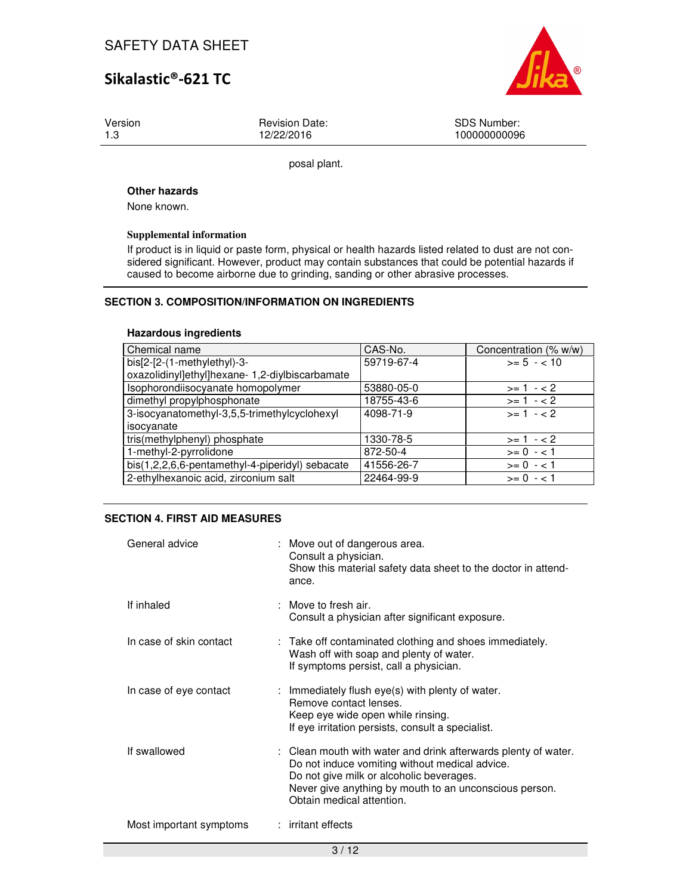posal plant.

**Other hazards**

None known.

**Supplemental information**

If product is in liquid or paste form, physical or health hazards listed related to dust are not considered significant. However, product may contain substances that could be potential hazards if caused to become airborne due to grinding, sanding or other abrasive processes.

## SECTION 3. COMPOSITION/INFORMATION ON INGREDIENTS

**Hazardous ingredients**

| Chemical name | CAS-No. | Concentration (% w/w) |
|---|---|---|
| bis[2-[2-(1-methylethyl)-3-oxazolidinyl]ethyl]hexane- 1,2-diylbiscarbamate | 59719-67-4 | >= 5 - < 10 |
| Isophorondiisocyanate homopolymer | 53880-05-0 | >= 1 - < 2 |
| dimethyl propylphosphonate | 18755-43-6 | >= 1 - < 2 |
| 3-isocyanatomethyl-3,5,5-trimethylcyclohexyl isocyanate | 4098-71-9 | >= 1 - < 2 |
| tris(methylphenyl) phosphate | 1330-78-5 | >= 1 - < 2 |
| 1-methyl-2-pyrrolidone | 872-50-4 | >= 0 - < 1 |
| bis(1,2,2,6,6-pentamethyl-4-piperidyl) sebacate | 41556-26-7 | >= 0 - < 1 |
| 2-ethylhexanoic acid, zirconium salt | 22464-99-9 | >= 0 - < 1 |

## SECTION 4. FIRST AID MEASURES

General advice : Move out of dangerous area.
Consult a physician.
Show this material safety data sheet to the doctor in attendance.

If inhaled : Move to fresh air.
Consult a physician after significant exposure.

In case of skin contact : Take off contaminated clothing and shoes immediately.
Wash off with soap and plenty of water.
If symptoms persist, call a physician.

In case of eye contact : Immediately flush eye(s) with plenty of water.
Remove contact lenses.
Keep eye wide open while rinsing.
If eye irritation persists, consult a specialist.

If swallowed : Clean mouth with water and drink afterwards plenty of water.
Do not induce vomiting without medical advice.
Do not give milk or alcoholic beverages.
Never give anything by mouth to an unconscious person.
Obtain medical attention.

Most important symptoms : irritant effects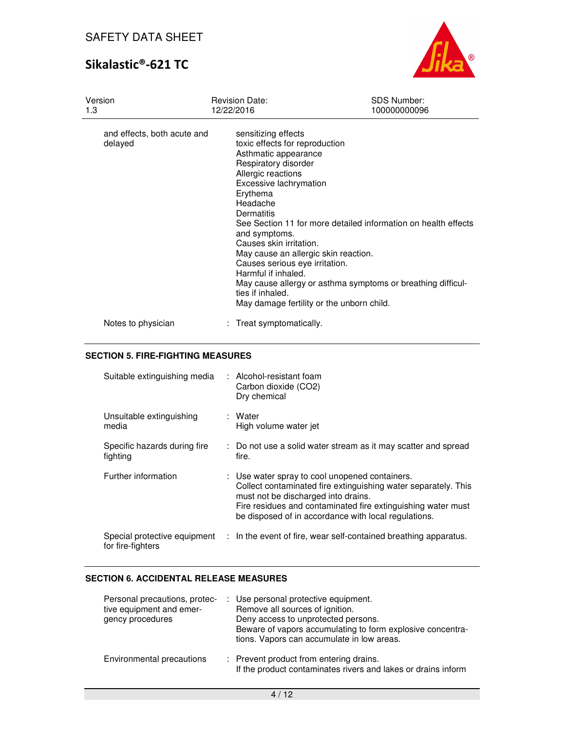| | | |
|---|---|---|
| and effects, both acute and delayed | | sensitizing effects<br>toxic effects for reproduction<br>Asthmatic appearance<br>Respiratory disorder<br>Allergic reactions<br>Excessive lachrymation<br>Erythema<br>Headache<br>Dermatitis<br>See Section 11 for more detailed information on health effects and symptoms.<br>Causes skin irritation.<br>May cause an allergic skin reaction.<br>Causes serious eye irritation.<br>Harmful if inhaled.<br>May cause allergy or asthma symptoms or breathing difficulties if inhaled.<br>May damage fertility or the unborn child. |
| Notes to physician | : | Treat symptomatically. |

## SECTION 5. FIRE-FIGHTING MEASURES

| | | |
|---|---|---|
| Suitable extinguishing media | : | Alcohol-resistant foam<br>Carbon dioxide ($CO_2$)<br>Dry chemical |
| Unsuitable extinguishing media | : | Water<br>High volume water jet |
| Specific hazards during fire fighting | : | Do not use a solid water stream as it may scatter and spread fire. |
| Further information | : | Use water spray to cool unopened containers.<br>Collect contaminated fire extinguishing water separately. This must not be discharged into drains.<br>Fire residues and contaminated fire extinguishing water must be disposed of in accordance with local regulations. |
| Special protective equipment for fire-fighters | : | In the event of fire, wear self-contained breathing apparatus. |

## SECTION 6. ACCIDENTAL RELEASE MEASURES

| | | |
|---|---|---|
| Personal precautions, protective equipment and emergency procedures | : | Use personal protective equipment.<br>Remove all sources of ignition.<br>Deny access to unprotected persons.<br>Beware of vapors accumulating to form explosive concentrations. Vapors can accumulate in low areas. |
| Environmental precautions | : | Prevent product from entering drains.<br>If the product contaminates rivers and lakes or drains inform |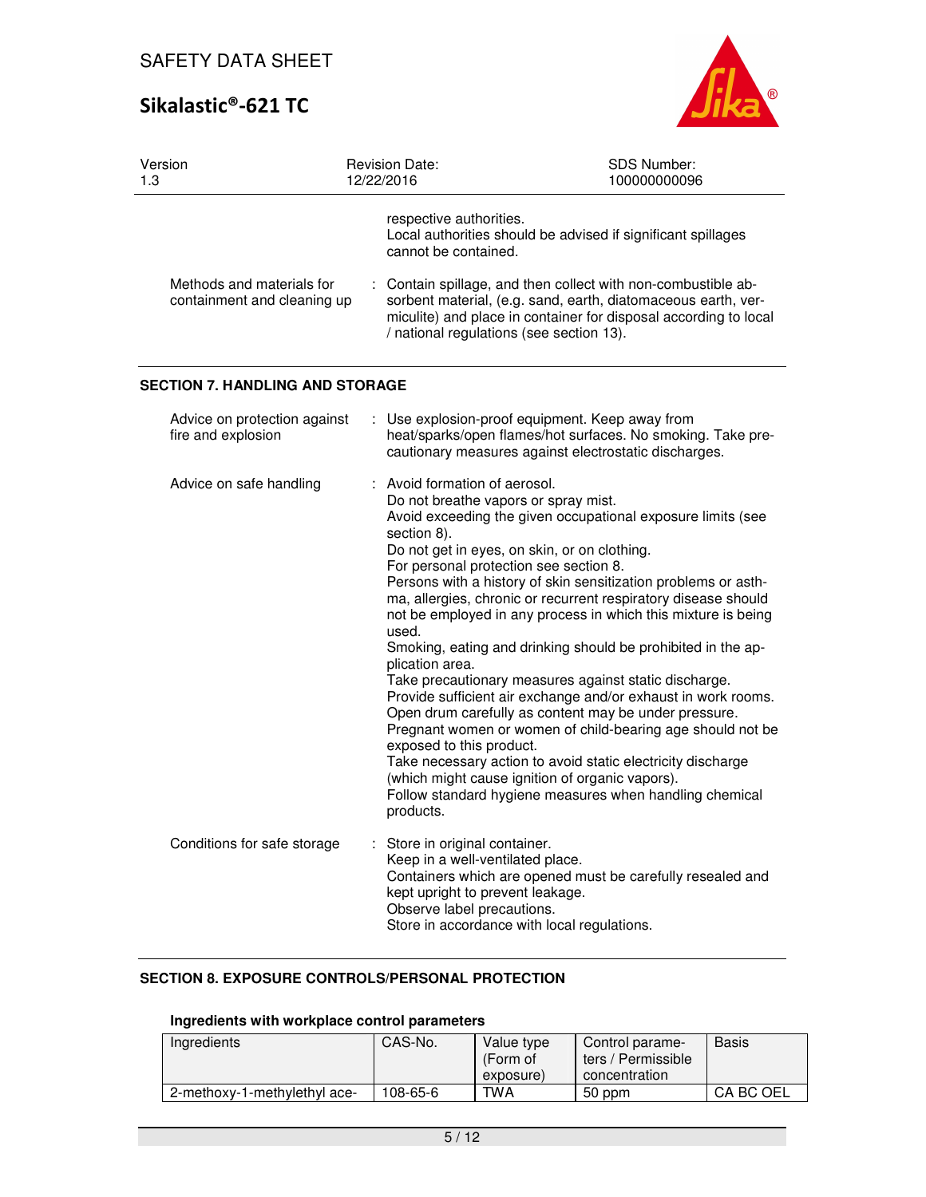respective authorities.
Local authorities should be advised if significant spillages cannot be contained.

Methods and materials for containment and cleaning up : Contain spillage, and then collect with non-combustible absorbent material, (e.g. sand, earth, diatomaceous earth, vermiculite) and place in container for disposal according to local / national regulations (see section 13).

## SECTION 7. HANDLING AND STORAGE

Advice on protection against fire and explosion : Use explosion-proof equipment. Keep away from heat/sparks/open flames/hot surfaces. No smoking. Take precautionary measures against electrostatic discharges.

Advice on safe handling : Avoid formation of aerosol.
Do not breathe vapors or spray mist.
Avoid exceeding the given occupational exposure limits (see section 8).
Do not get in eyes, on skin, or on clothing.
For personal protection see section 8.
Persons with a history of skin sensitization problems or asthma, allergies, chronic or recurrent respiratory disease should not be employed in any process in which this mixture is being used.
Smoking, eating and drinking should be prohibited in the application area.
Take precautionary measures against static discharge.
Provide sufficient air exchange and/or exhaust in work rooms.
Open drum carefully as content may be under pressure.
Pregnant women or women of child-bearing age should not be exposed to this product.
Take necessary action to avoid static electricity discharge (which might cause ignition of organic vapors).
Follow standard hygiene measures when handling chemical products.

Conditions for safe storage : Store in original container.
Keep in a well-ventilated place.
Containers which are opened must be carefully resealed and kept upright to prevent leakage.
Observe label precautions.
Store in accordance with local regulations.

## SECTION 8. EXPOSURE CONTROLS/PERSONAL PROTECTION

### Ingredients with workplace control parameters

| Ingredients | CAS-No. | Value type (Form of exposure) | Control parameters / Permissible concentration | Basis |
|---|---|---|---|---|
| 2-methoxy-1-methylethyl ace- | 108-65-6 | TWA | 50 ppm | CA BC OEL |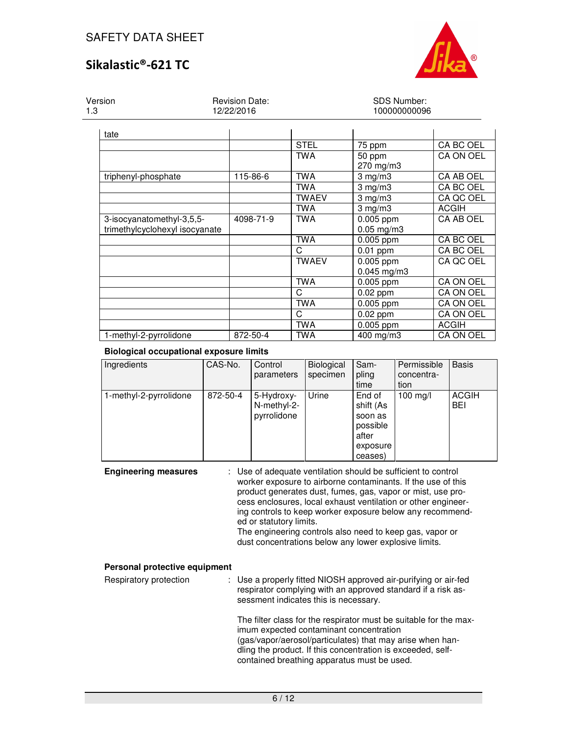| | | | | |
|---|---|---|---|---|
| tate | | | | |
| | | STEL | 75 ppm | CA BC OEL |
| | | TWA | 50 ppm<br>270 mg/m3 | CA ON OEL |
| triphenyl-phosphate | 115-86-6 | TWA | 3 mg/m3 | CA AB OEL |
| | | TWA | 3 mg/m3 | CA BC OEL |
| | | TWAEV | 3 mg/m3 | CA QC OEL |
| | | TWA | 3 mg/m3 | ACGIH |
| 3-isocyanatomethyl-3,5,5-trimethylcyclohexyl isocyanate | 4098-71-9 | TWA | 0.005 ppm<br>0.05 mg/m3 | CA AB OEL |
| | | TWA | 0.005 ppm | CA BC OEL |
| | | C | 0.01 ppm | CA BC OEL |
| | | TWAEV | 0.005 ppm<br>0.045 mg/m3 | CA QC OEL |
| | | TWA | 0.005 ppm | CA ON OEL |
| | | C | 0.02 ppm | CA ON OEL |
| | | TWA | 0.005 ppm | CA ON OEL |
| | | C | 0.02 ppm | CA ON OEL |
| | | TWA | 0.005 ppm | ACGIH |
| 1-methyl-2-pyrrolidone | 872-50-4 | TWA | 400 mg/m3 | CA ON OEL |

**Biological occupational exposure limits**

| Ingredients | CAS-No. | Control parameters | Biological specimen | Sampling time | Permissible concentration | Basis |
|---|---|---|---|---|---|---|
| 1-methyl-2-pyrrolidone | 872-50-4 | 5-Hydroxy-N-methyl-2-pyrrolidone | Urine | End of shift (As soon as possible after exposure ceases) | 100 mg/l | ACGIH BEI |

**Engineering measures** : Use of adequate ventilation should be sufficient to control worker exposure to airborne contaminants. If the use of this product generates dust, fumes, gas, vapor or mist, use process enclosures, local exhaust ventilation or other engineering controls to keep worker exposure below any recommended or statutory limits.
The engineering controls also need to keep gas, vapor or dust concentrations below any lower explosive limits.

**Personal protective equipment**

Respiratory protection : Use a properly fitted NIOSH approved air-purifying or air-fed respirator complying with an approved standard if a risk assessment indicates this is necessary.

The filter class for the respirator must be suitable for the maximum expected contaminant concentration (gas/vapor/aerosol/particulates) that may arise when handling the product. If this concentration is exceeded, self-contained breathing apparatus must be used.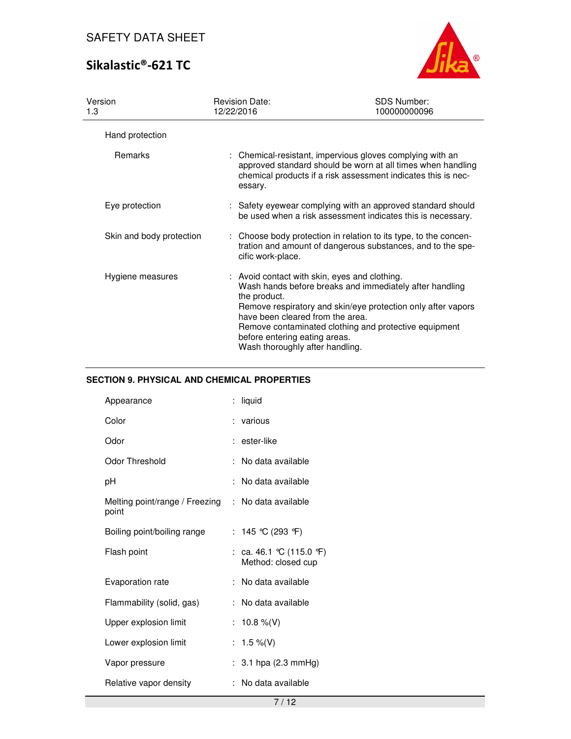Hand protection

| | |
|---|---|
| Remarks | : Chemical-resistant, impervious gloves complying with an approved standard should be worn at all times when handling chemical products if a risk assessment indicates this is necessary. |
| Eye protection | : Safety eyewear complying with an approved standard should be used when a risk assessment indicates this is necessary. |
| Skin and body protection | : Choose body protection in relation to its type, to the concentration and amount of dangerous substances, and to the specific work-place. |
| Hygiene measures | : Avoid contact with skin, eyes and clothing.<br>Wash hands before breaks and immediately after handling the product.<br>Remove respiratory and skin/eye protection only after vapors have been cleared from the area.<br>Remove contaminated clothing and protective equipment before entering eating areas.<br>Wash thoroughly after handling. |

## SECTION 9. PHYSICAL AND CHEMICAL PROPERTIES

| | |
|---|---|
| Appearance | : liquid |
| Color | : various |
| Odor | : ester-like |
| Odor Threshold | : No data available |
| pH | : No data available |
| Melting point/range / Freezing point | : No data available |
| Boiling point/boiling range | : 145 °C (293 °F) |
| Flash point | : ca. 46.1 °C (115.0 °F)<br>Method: closed cup |
| Evaporation rate | : No data available |
| Flammability (solid, gas) | : No data available |
| Upper explosion limit | : 10.8 %(V) |
| Lower explosion limit | : 1.5 %(V) |
| Vapor pressure | : 3.1 hpa (2.3 mmHg) |
| Relative vapor density | : No data available |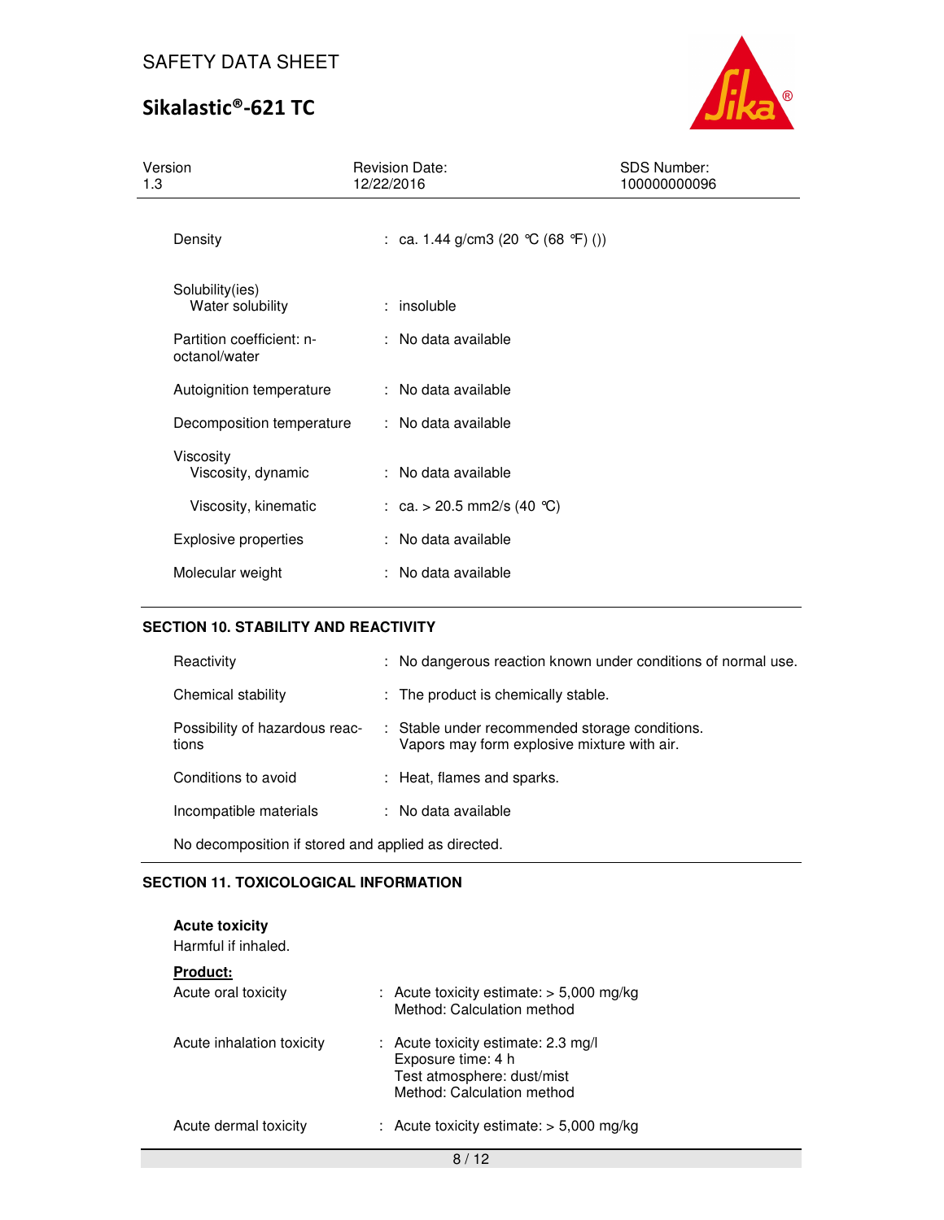| | |
|---|---|
| Density | : ca. 1.44 g/cm3 (20 °C (68 °F) ()) |
| Solubility(ies) | |
| Water solubility | : insoluble |
| Partition coefficient: n-octanol/water | : No data available |
| Autoignition temperature | : No data available |
| Decomposition temperature | : No data available |
| Viscosity | |
| Viscosity, dynamic | : No data available |
| Viscosity, kinematic | : ca. > 20.5 mm2/s (40 °C) |
| Explosive properties | : No data available |
| Molecular weight | : No data available |

## SECTION 10. STABILITY AND REACTIVITY

| | |
|---|---|
| Reactivity | : No dangerous reaction known under conditions of normal use. |
| Chemical stability | : The product is chemically stable. |
| Possibility of hazardous reactions | : Stable under recommended storage conditions. Vapors may form explosive mixture with air. |
| Conditions to avoid | : Heat, flames and sparks. |
| Incompatible materials | : No data available |

No decomposition if stored and applied as directed.

## SECTION 11. TOXICOLOGICAL INFORMATION

**Acute toxicity**

Harmful if inhaled.

**Product:**

| | |
|---|---|
| Acute oral toxicity | : Acute toxicity estimate: > 5,000 mg/kg<br>Method: Calculation method |
| Acute inhalation toxicity | : Acute toxicity estimate: 2.3 mg/l<br>Exposure time: 4 h<br>Test atmosphere: dust/mist<br>Method: Calculation method |
| Acute dermal toxicity | : Acute toxicity estimate: > 5,000 mg/kg |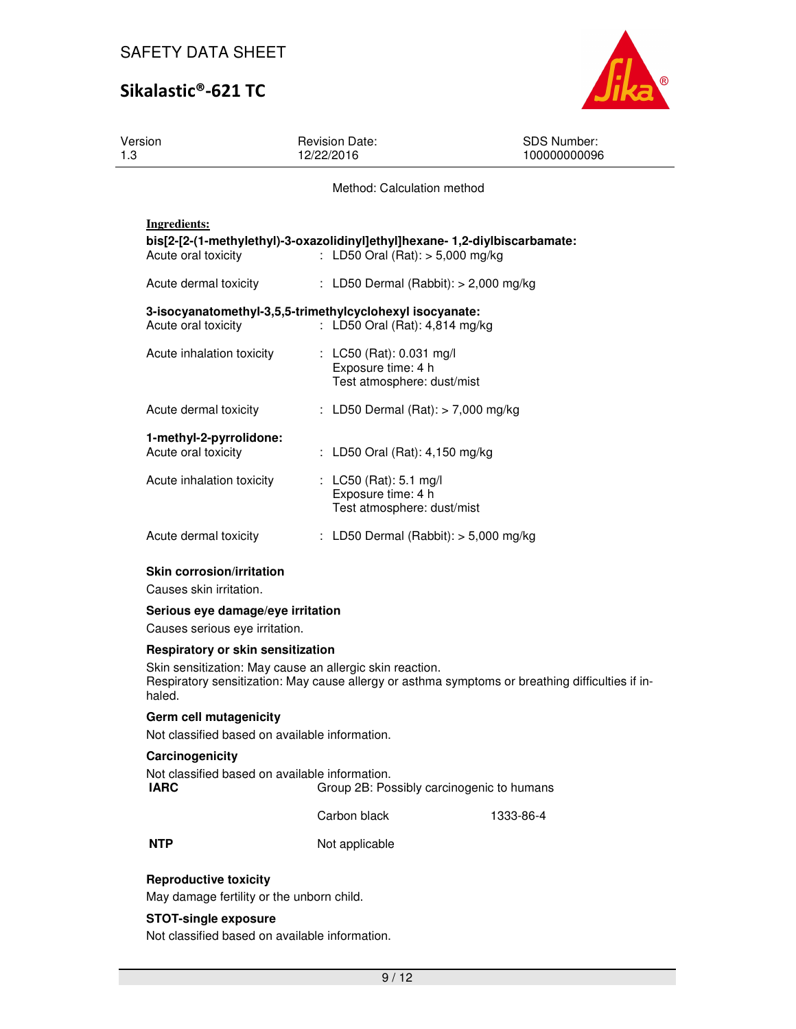Method: Calculation method

**Ingredients:**

**bis[2-[2-(1-methylethyl)-3-oxazolidinyl]ethyl]hexane- 1,2-diylbiscarbamate:**

Acute oral toxicity : LD50 Oral (Rat): > 5,000 mg/kg

Acute dermal toxicity : LD50 Dermal (Rabbit): > 2,000 mg/kg

**3-isocyanatomethyl-3,5,5-trimethylcyclohexyl isocyanate:**

Acute oral toxicity : LD50 Oral (Rat): 4,814 mg/kg

Acute inhalation toxicity : LC50 (Rat): 0.031 mg/l
Exposure time: 4 h
Test atmosphere: dust/mist

Acute dermal toxicity : LD50 Dermal (Rat): > 7,000 mg/kg

**1-methyl-2-pyrrolidone:**

Acute oral toxicity : LD50 Oral (Rat): 4,150 mg/kg

Acute inhalation toxicity : LC50 (Rat): 5.1 mg/l
Exposure time: 4 h
Test atmosphere: dust/mist

Acute dermal toxicity : LD50 Dermal (Rabbit): > 5,000 mg/kg

**Skin corrosion/irritation**

Causes skin irritation.

**Serious eye damage/eye irritation**

Causes serious eye irritation.

**Respiratory or skin sensitization**

Skin sensitization: May cause an allergic skin reaction.
Respiratory sensitization: May cause allergy or asthma symptoms or breathing difficulties if inhaled.

**Germ cell mutagenicity**

Not classified based on available information.

**Carcinogenicity**

Not classified based on available information.

| | | |
|---|---|---|
| **IARC** | Group 2B: Possibly carcinogenic to humans | |
| | Carbon black | 1333-86-4 |
| **NTP** | Not applicable | |

**Reproductive toxicity**

May damage fertility or the unborn child.

**STOT-single exposure**

Not classified based on available information.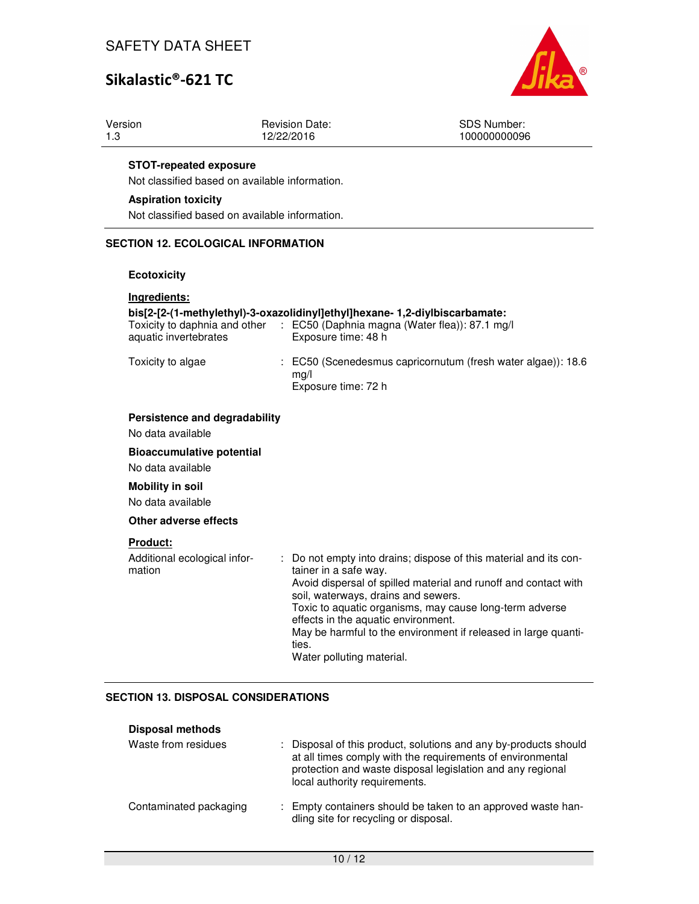**STOT-repeated exposure**

Not classified based on available information.

**Aspiration toxicity**

Not classified based on available information.

## SECTION 12. ECOLOGICAL INFORMATION

**Ecotoxicity**

**Ingredients:**

**bis[2-[2-(1-methylethyl)-3-oxazolidinyl]ethyl]hexane- 1,2-diylbiscarbamate:**

| | | |
|---|---|---|
| Toxicity to daphnia and other aquatic invertebrates | : | EC50 (Daphnia magna (Water flea)): 87.1 mg/l<br>Exposure time: 48 h |
| Toxicity to algae | : | EC50 (Scenedesmus capricornutum (fresh water algae)): 18.6 mg/l<br>Exposure time: 72 h |

**Persistence and degradability**

No data available

**Bioaccumulative potential**

No data available

**Mobility in soil**

No data available

**Other adverse effects**

**Product:**

| | | |
|---|---|---|
| Additional ecological information | : | Do not empty into drains; dispose of this material and its container in a safe way.<br>Avoid dispersal of spilled material and runoff and contact with soil, waterways, drains and sewers.<br>Toxic to aquatic organisms, may cause long-term adverse effects in the aquatic environment.<br>May be harmful to the environment if released in large quantities.<br>Water polluting material. |

## SECTION 13. DISPOSAL CONSIDERATIONS

**Disposal methods**

| | | |
|---|---|---|
| Waste from residues | : | Disposal of this product, solutions and any by-products should at all times comply with the requirements of environmental protection and waste disposal legislation and any regional local authority requirements. |
| Contaminated packaging | : | Empty containers should be taken to an approved waste handling site for recycling or disposal. |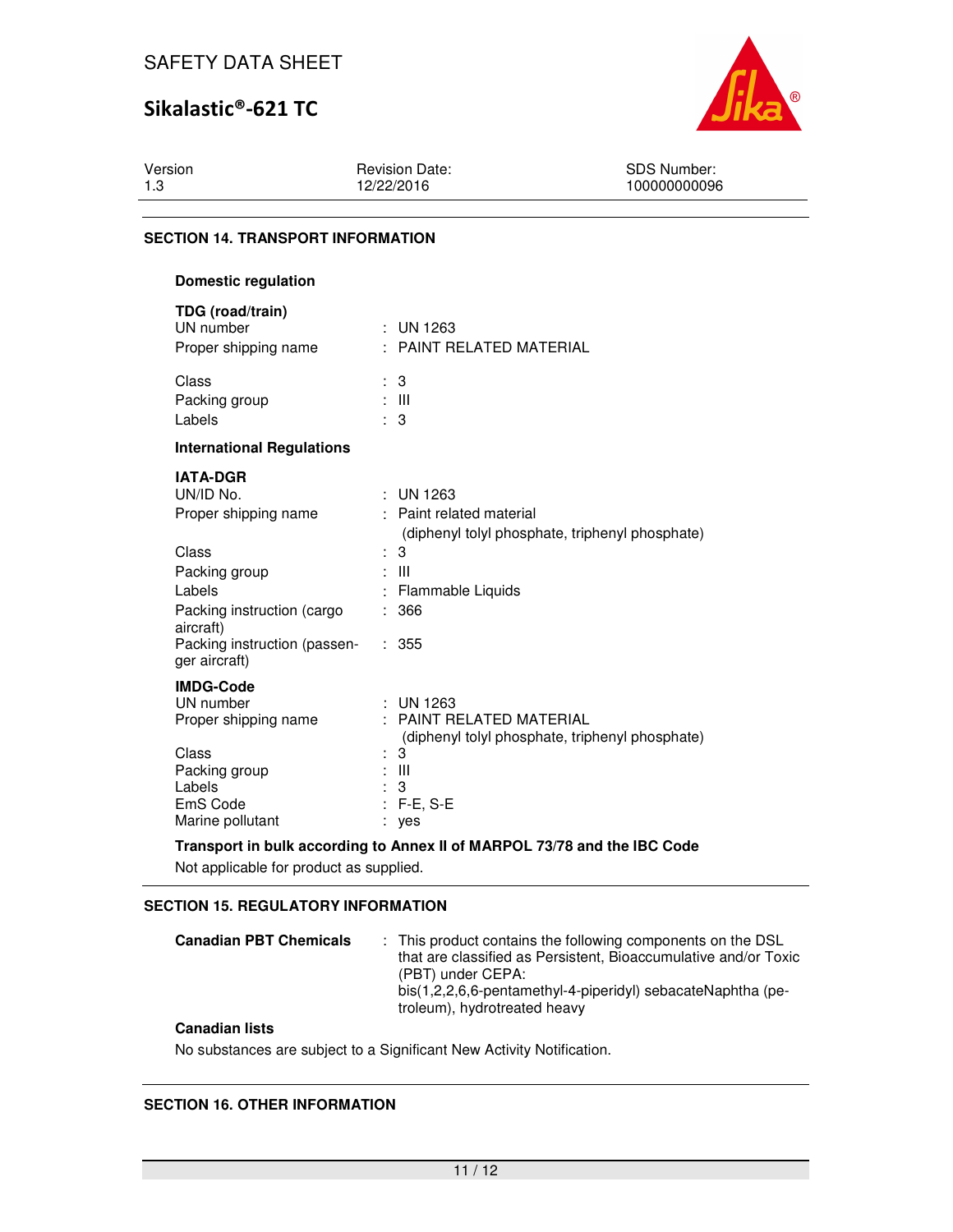## SECTION 14. TRANSPORT INFORMATION

### Domestic regulation

**TDG (road/train)**

| | |
|---|---|
| UN number | : UN 1263 |
| Proper shipping name | : PAINT RELATED MATERIAL |
| Class | : 3 |
| Packing group | : III |
| Labels | : 3 |

### International Regulations

**IATA-DGR**

| | |
|---|---|
| UN/ID No. | : UN 1263 |
| Proper shipping name | : Paint related material (diphenyl tolyl phosphate, triphenyl phosphate) |
| Class | : 3 |
| Packing group | : III |
| Labels | : Flammable Liquids |
| Packing instruction (cargo aircraft) | : 366 |
| Packing instruction (passenger aircraft) | : 355 |

**IMDG-Code**

| | |
|---|---|
| UN number | : UN 1263 |
| Proper shipping name | : PAINT RELATED MATERIAL (diphenyl tolyl phosphate, triphenyl phosphate) |
| Class | : 3 |
| Packing group | : III |
| Labels | : 3 |
| EmS Code | : F-E, S-E |
| Marine pollutant | : yes |

**Transport in bulk according to Annex II of MARPOL 73/78 and the IBC Code**

Not applicable for product as supplied.

## SECTION 15. REGULATORY INFORMATION

**Canadian PBT Chemicals** : This product contains the following components on the DSL that are classified as Persistent, Bioaccumulative and/or Toxic (PBT) under CEPA: bis(1,2,2,6,6-pentamethyl-4-piperidyl) sebacateNaphtha (petroleum), hydrotreated heavy

**Canadian lists**

No substances are subject to a Significant New Activity Notification.

## SECTION 16. OTHER INFORMATION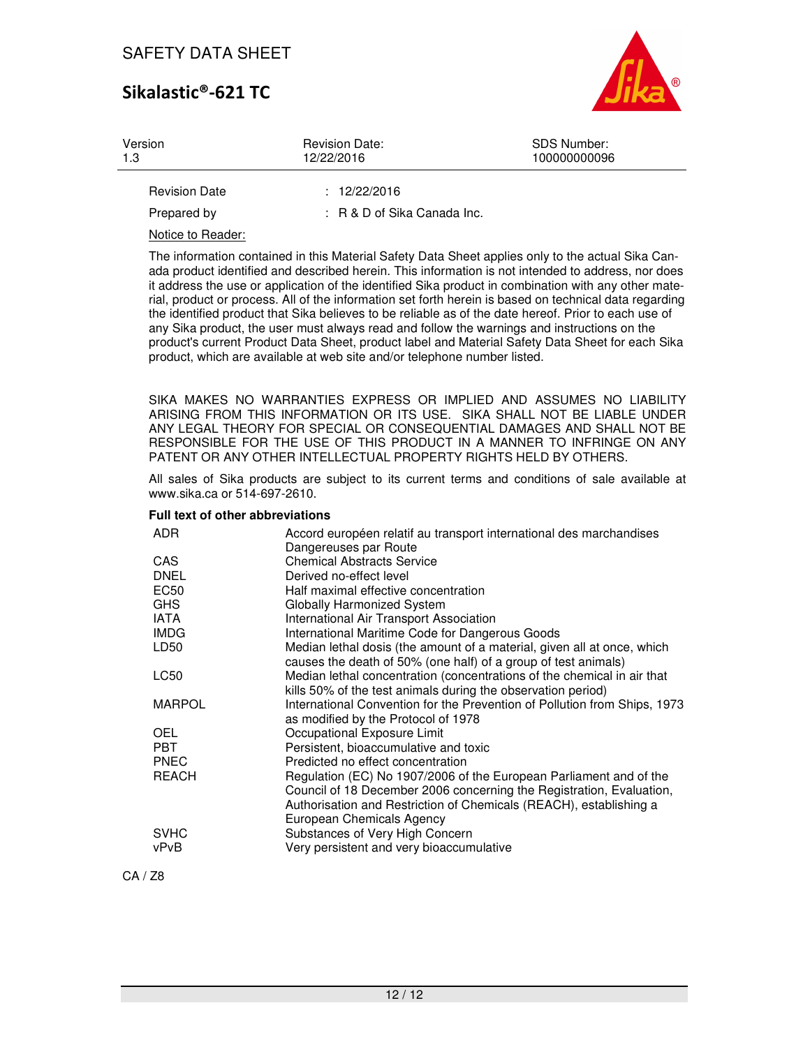| Revision Date | : 12/22/2016 |
|---|---|
| Prepared by | : R & D of Sika Canada Inc. |

Notice to Reader:

The information contained in this Material Safety Data Sheet applies only to the actual Sika Canada product identified and described herein. This information is not intended to address, nor does it address the use or application of the identified Sika product in combination with any other material, product or process. All of the information set forth herein is based on technical data regarding the identified product that Sika believes to be reliable as of the date hereof. Prior to each use of any Sika product, the user must always read and follow the warnings and instructions on the product's current Product Data Sheet, product label and Material Safety Data Sheet for each Sika product, which are available at web site and/or telephone number listed.

SIKA MAKES NO WARRANTIES EXPRESS OR IMPLIED AND ASSUMES NO LIABILITY ARISING FROM THIS INFORMATION OR ITS USE. SIKA SHALL NOT BE LIABLE UNDER ANY LEGAL THEORY FOR SPECIAL OR CONSEQUENTIAL DAMAGES AND SHALL NOT BE RESPONSIBLE FOR THE USE OF THIS PRODUCT IN A MANNER TO INFRINGE ON ANY PATENT OR ANY OTHER INTELLECTUAL PROPERTY RIGHTS HELD BY OTHERS.

All sales of Sika products are subject to its current terms and conditions of sale available at www.sika.ca or 514-697-2610.

**Full text of other abbreviations**

| | |
|---|---|
| ADR | Accord européen relatif au transport international des marchandises Dangereuses par Route |
| CAS | Chemical Abstracts Service |
| DNEL | Derived no-effect level |
| EC50 | Half maximal effective concentration |
| GHS | Globally Harmonized System |
| IATA | International Air Transport Association |
| IMDG | International Maritime Code for Dangerous Goods |
| LD50 | Median lethal dosis (the amount of a material, given all at once, which causes the death of 50% (one half) of a group of test animals) |
| LC50 | Median lethal concentration (concentrations of the chemical in air that kills 50% of the test animals during the observation period) |
| MARPOL | International Convention for the Prevention of Pollution from Ships, 1973 as modified by the Protocol of 1978 |
| OEL | Occupational Exposure Limit |
| PBT | Persistent, bioaccumulative and toxic |
| PNEC | Predicted no effect concentration |
| REACH | Regulation (EC) No 1907/2006 of the European Parliament and of the Council of 18 December 2006 concerning the Registration, Evaluation, Authorisation and Restriction of Chemicals (REACH), establishing a European Chemicals Agency |
| SVHC | Substances of Very High Concern |
| vPvB | Very persistent and very bioaccumulative |

CA / Z8